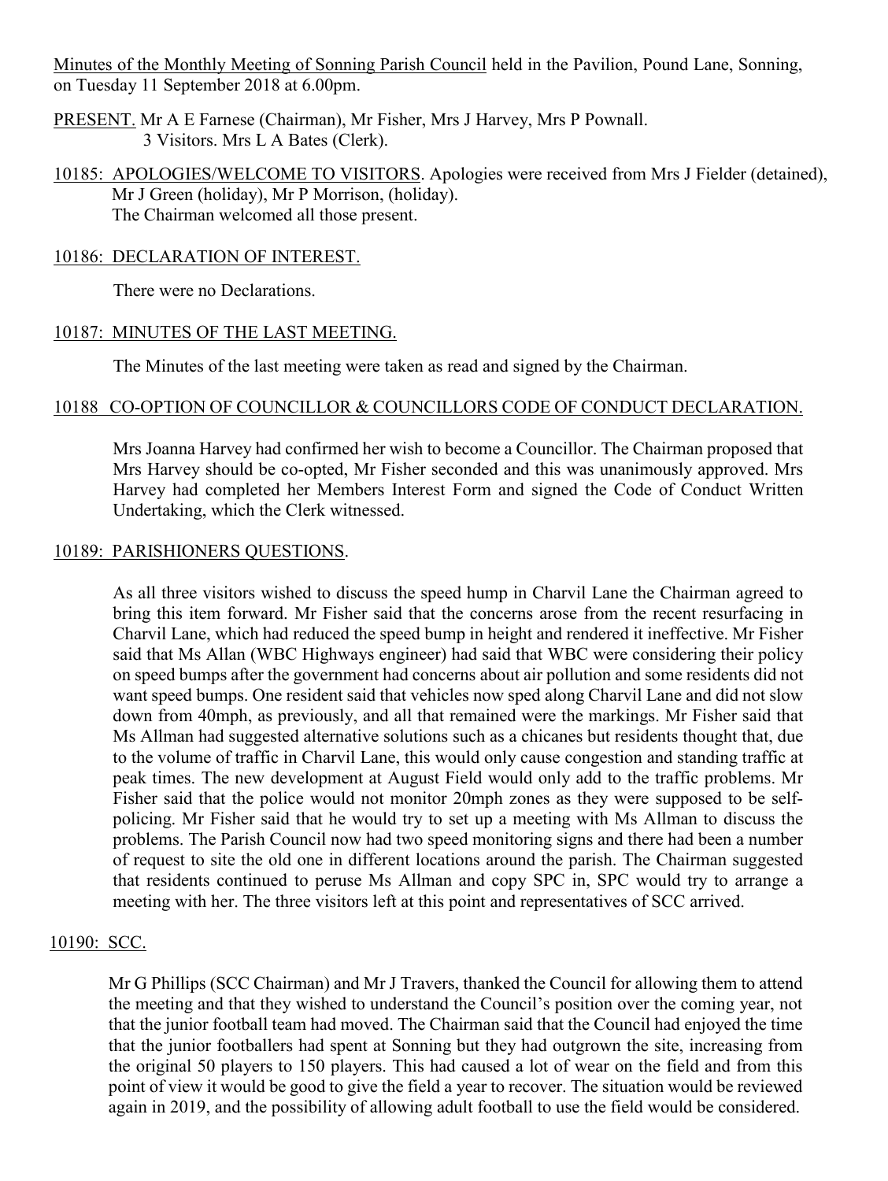Minutes of the Monthly Meeting of Sonning Parish Council held in the Pavilion, Pound Lane, Sonning, on Tuesday 11 September 2018 at 6.00pm.

PRESENT. Mr A E Farnese (Chairman), Mr Fisher, Mrs J Harvey, Mrs P Pownall.
3 Visitors. Mrs L A Bates (Clerk).

10185: APOLOGIES/WELCOME TO VISITORS. Apologies were received from Mrs J Fielder (detained), Mr J Green (holiday), Mr P Morrison, (holiday).
The Chairman welcomed all those present.

10186: DECLARATION OF INTEREST.

There were no Declarations.

10187: MINUTES OF THE LAST MEETING.

The Minutes of the last meeting were taken as read and signed by the Chairman.

10188 CO-OPTION OF COUNCILLOR & COUNCILLORS CODE OF CONDUCT DECLARATION.

Mrs Joanna Harvey had confirmed her wish to become a Councillor. The Chairman proposed that Mrs Harvey should be co-opted, Mr Fisher seconded and this was unanimously approved. Mrs Harvey had completed her Members Interest Form and signed the Code of Conduct Written Undertaking, which the Clerk witnessed.

10189: PARISHIONERS QUESTIONS.

As all three visitors wished to discuss the speed hump in Charvil Lane the Chairman agreed to bring this item forward. Mr Fisher said that the concerns arose from the recent resurfacing in Charvil Lane, which had reduced the speed bump in height and rendered it ineffective. Mr Fisher said that Ms Allan (WBC Highways engineer) had said that WBC were considering their policy on speed bumps after the government had concerns about air pollution and some residents did not want speed bumps. One resident said that vehicles now sped along Charvil Lane and did not slow down from 40mph, as previously, and all that remained were the markings. Mr Fisher said that Ms Allman had suggested alternative solutions such as a chicanes but residents thought that, due to the volume of traffic in Charvil Lane, this would only cause congestion and standing traffic at peak times. The new development at August Field would only add to the traffic problems. Mr Fisher said that the police would not monitor 20mph zones as they were supposed to be self-policing. Mr Fisher said that he would try to set up a meeting with Ms Allman to discuss the problems. The Parish Council now had two speed monitoring signs and there had been a number of request to site the old one in different locations around the parish. The Chairman suggested that residents continued to peruse Ms Allman and copy SPC in, SPC would try to arrange a meeting with her. The three visitors left at this point and representatives of SCC arrived.

10190: SCC.

Mr G Phillips (SCC Chairman) and Mr J Travers, thanked the Council for allowing them to attend the meeting and that they wished to understand the Council's position over the coming year, not that the junior football team had moved. The Chairman said that the Council had enjoyed the time that the junior footballers had spent at Sonning but they had outgrown the site, increasing from the original 50 players to 150 players. This had caused a lot of wear on the field and from this point of view it would be good to give the field a year to recover. The situation would be reviewed again in 2019, and the possibility of allowing adult football to use the field would be considered.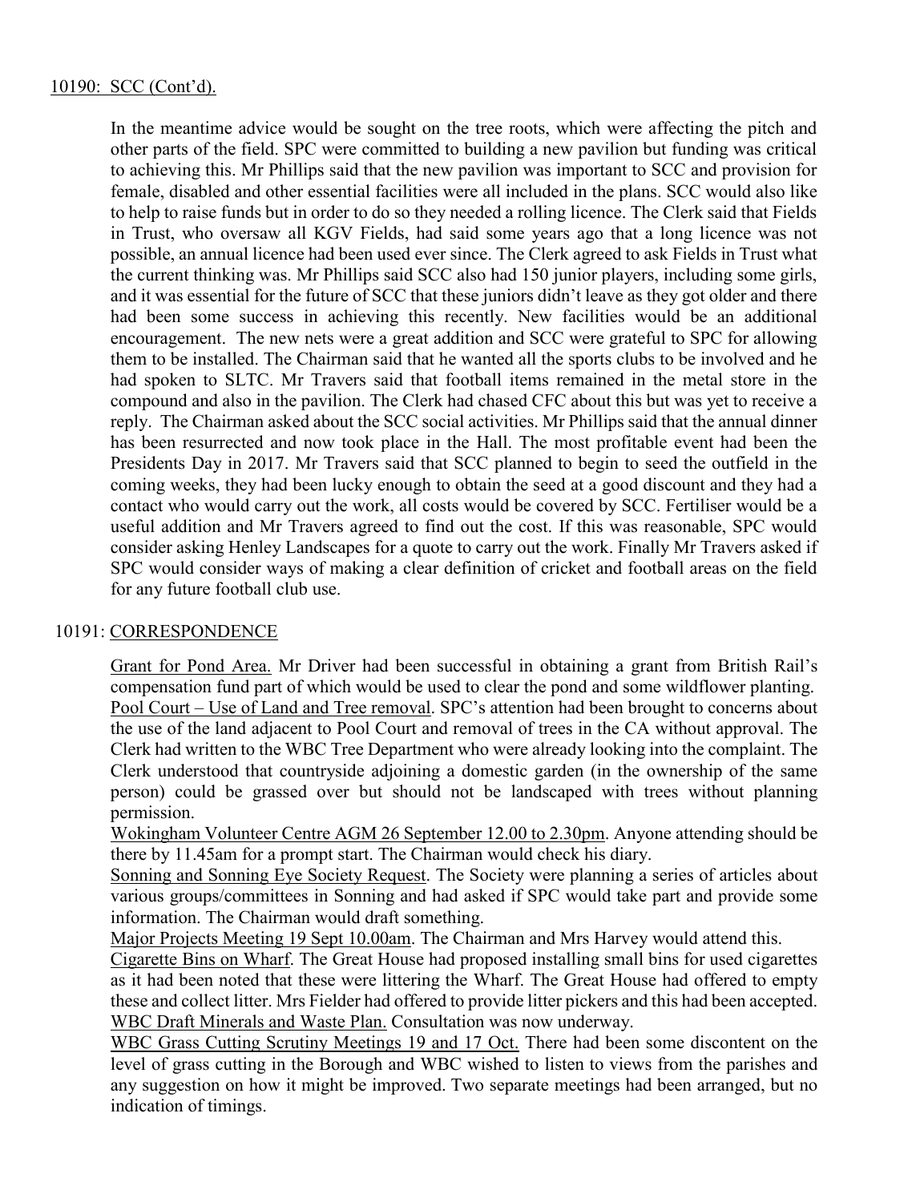10190: SCC (Cont'd).

In the meantime advice would be sought on the tree roots, which were affecting the pitch and other parts of the field. SPC were committed to building a new pavilion but funding was critical to achieving this. Mr Phillips said that the new pavilion was important to SCC and provision for female, disabled and other essential facilities were all included in the plans. SCC would also like to help to raise funds but in order to do so they needed a rolling licence. The Clerk said that Fields in Trust, who oversaw all KGV Fields, had said some years ago that a long licence was not possible, an annual licence had been used ever since. The Clerk agreed to ask Fields in Trust what the current thinking was. Mr Phillips said SCC also had 150 junior players, including some girls, and it was essential for the future of SCC that these juniors didn't leave as they got older and there had been some success in achieving this recently. New facilities would be an additional encouragement. The new nets were a great addition and SCC were grateful to SPC for allowing them to be installed. The Chairman said that he wanted all the sports clubs to be involved and he had spoken to SLTC. Mr Travers said that football items remained in the metal store in the compound and also in the pavilion. The Clerk had chased CFC about this but was yet to receive a reply. The Chairman asked about the SCC social activities. Mr Phillips said that the annual dinner has been resurrected and now took place in the Hall. The most profitable event had been the Presidents Day in 2017. Mr Travers said that SCC planned to begin to seed the outfield in the coming weeks, they had been lucky enough to obtain the seed at a good discount and they had a contact who would carry out the work, all costs would be covered by SCC. Fertiliser would be a useful addition and Mr Travers agreed to find out the cost. If this was reasonable, SPC would consider asking Henley Landscapes for a quote to carry out the work. Finally Mr Travers asked if SPC would consider ways of making a clear definition of cricket and football areas on the field for any future football club use.

10191: CORRESPONDENCE

Grant for Pond Area. Mr Driver had been successful in obtaining a grant from British Rail's compensation fund part of which would be used to clear the pond and some wildflower planting.

Pool Court – Use of Land and Tree removal. SPC's attention had been brought to concerns about the use of the land adjacent to Pool Court and removal of trees in the CA without approval. The Clerk had written to the WBC Tree Department who were already looking into the complaint. The Clerk understood that countryside adjoining a domestic garden (in the ownership of the same person) could be grassed over but should not be landscaped with trees without planning permission.

Wokingham Volunteer Centre AGM 26 September 12.00 to 2.30pm. Anyone attending should be there by 11.45am for a prompt start. The Chairman would check his diary.

Sonning and Sonning Eye Society Request. The Society were planning a series of articles about various groups/committees in Sonning and had asked if SPC would take part and provide some information. The Chairman would draft something.

Major Projects Meeting 19 Sept 10.00am. The Chairman and Mrs Harvey would attend this.

Cigarette Bins on Wharf. The Great House had proposed installing small bins for used cigarettes as it had been noted that these were littering the Wharf. The Great House had offered to empty these and collect litter. Mrs Fielder had offered to provide litter pickers and this had been accepted.

WBC Draft Minerals and Waste Plan. Consultation was now underway.

WBC Grass Cutting Scrutiny Meetings 19 and 17 Oct. There had been some discontent on the level of grass cutting in the Borough and WBC wished to listen to views from the parishes and any suggestion on how it might be improved. Two separate meetings had been arranged, but no indication of timings.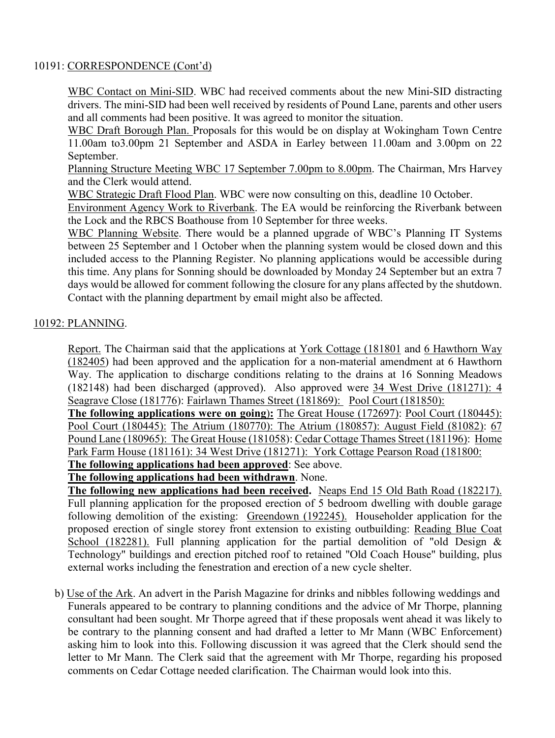10191: CORRESPONDENCE (Cont'd)

WBC Contact on Mini-SID. WBC had received comments about the new Mini-SID distracting drivers. The mini-SID had been well received by residents of Pound Lane, parents and other users and all comments had been positive. It was agreed to monitor the situation.

WBC Draft Borough Plan. Proposals for this would be on display at Wokingham Town Centre 11.00am to3.00pm 21 September and ASDA in Earley between 11.00am and 3.00pm on 22 September.

Planning Structure Meeting WBC 17 September 7.00pm to 8.00pm. The Chairman, Mrs Harvey and the Clerk would attend.

WBC Strategic Draft Flood Plan. WBC were now consulting on this, deadline 10 October.

Environment Agency Work to Riverbank. The EA would be reinforcing the Riverbank between the Lock and the RBCS Boathouse from 10 September for three weeks.

WBC Planning Website. There would be a planned upgrade of WBC's Planning IT Systems between 25 September and 1 October when the planning system would be closed down and this included access to the Planning Register. No planning applications would be accessible during this time. Any plans for Sonning should be downloaded by Monday 24 September but an extra 7 days would be allowed for comment following the closure for any plans affected by the shutdown. Contact with the planning department by email might also be affected.

10192: PLANNING.

Report. The Chairman said that the applications at York Cottage (181801 and 6 Hawthorn Way (182405) had been approved and the application for a non-material amendment at 6 Hawthorn Way. The application to discharge conditions relating to the drains at 16 Sonning Meadows (182148) had been discharged (approved). Also approved were 34 West Drive (181271): 4 Seagrave Close (181776): Fairlawn Thames Street (181869): Pool Court (181850):

**The following applications were on going):** The Great House (172697): Pool Court (180445): Pool Court (180445): The Atrium (180770): The Atrium (180857): August Field (81082): 67 Pound Lane (180965): The Great House (181058): Cedar Cottage Thames Street (181196): Home Park Farm House (181161): 34 West Drive (181271): York Cottage Pearson Road (181800:

**The following applications had been approved**: See above.

**The following applications had been withdrawn**. None.

**The following new applications had been received.** Neaps End 15 Old Bath Road (182217). Full planning application for the proposed erection of 5 bedroom dwelling with double garage following demolition of the existing: Greendown (192245). Householder application for the proposed erection of single storey front extension to existing outbuilding: Reading Blue Coat School (182281). Full planning application for the partial demolition of "old Design & Technology" buildings and erection pitched roof to retained "Old Coach House" building, plus external works including the fenestration and erection of a new cycle shelter.

b) Use of the Ark. An advert in the Parish Magazine for drinks and nibbles following weddings and Funerals appeared to be contrary to planning conditions and the advice of Mr Thorpe, planning consultant had been sought. Mr Thorpe agreed that if these proposals went ahead it was likely to be contrary to the planning consent and had drafted a letter to Mr Mann (WBC Enforcement) asking him to look into this. Following discussion it was agreed that the Clerk should send the letter to Mr Mann. The Clerk said that the agreement with Mr Thorpe, regarding his proposed comments on Cedar Cottage needed clarification. The Chairman would look into this.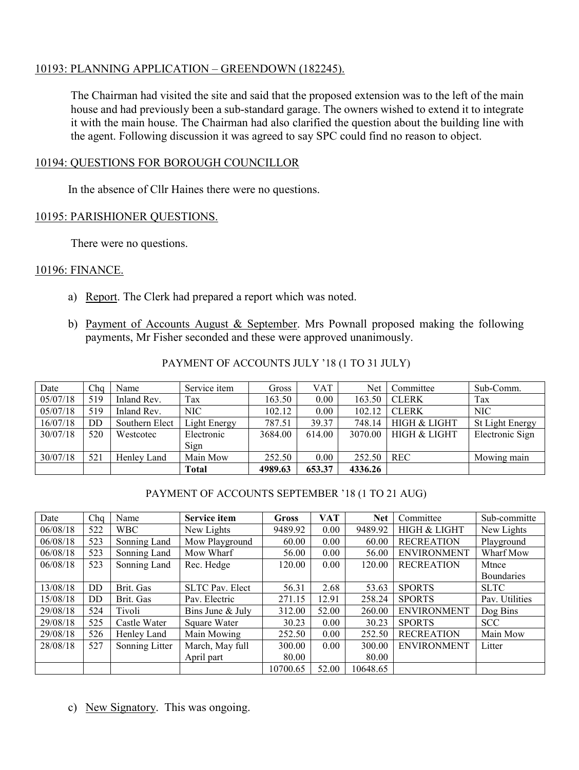10193: PLANNING APPLICATION – GREENDOWN (182245).

The Chairman had visited the site and said that the proposed extension was to the left of the main house and had previously been a sub-standard garage. The owners wished to extend it to integrate it with the main house. The Chairman had also clarified the question about the building line with the agent. Following discussion it was agreed to say SPC could find no reason to object.

10194: QUESTIONS FOR BOROUGH COUNCILLOR

In the absence of Cllr Haines there were no questions.

10195: PARISHIONER QUESTIONS.

There were no questions.

10196: FINANCE.

a) Report. The Clerk had prepared a report which was noted.

b) Payment of Accounts August & September. Mrs Pownall proposed making the following payments, Mr Fisher seconded and these were approved unanimously.

PAYMENT OF ACCOUNTS JULY '18 (1 TO 31 JULY)

| Date | Chq | Name | Service item | Gross | VAT | Net | Committee | Sub-Comm. |
|---|---|---|---|---|---|---|---|---|
| 05/07/18 | 519 | Inland Rev. | Tax | 163.50 | 0.00 | 163.50 | CLERK | Tax |
| 05/07/18 | 519 | Inland Rev. | NIC | 102.12 | 0.00 | 102.12 | CLERK | NIC |
| 16/07/18 | DD | Southern Elect | Light Energy | 787.51 | 39.37 | 748.14 | HIGH & LIGHT | St Light Energy |
| 30/07/18 | 520 | Westcotec | Electronic Sign | 3684.00 | 614.00 | 3070.00 | HIGH & LIGHT | Electronic Sign |
| 30/07/18 | 521 | Henley Land | Main Mow | 252.50 | 0.00 | 252.50 | REC | Mowing main |
| | | | **Total** | **4989.63** | **653.37** | **4336.26** | | |

PAYMENT OF ACCOUNTS SEPTEMBER '18 (1 TO 21 AUG)

| Date | Chq | Name | **Service item** | **Gross** | **VAT** | **Net** | Committee | Sub-committe |
|---|---|---|---|---|---|---|---|---|
| 06/08/18 | 522 | WBC | New Lights | 9489.92 | 0.00 | 9489.92 | HIGH & LIGHT | New Lights |
| 06/08/18 | 523 | Sonning Land | Mow Playground | 60.00 | 0.00 | 60.00 | RECREATION | Playground |
| 06/08/18 | 523 | Sonning Land | Mow Wharf | 56.00 | 0.00 | 56.00 | ENVIRONMENT | Wharf Mow |
| 06/08/18 | 523 | Sonning Land | Rec. Hedge | 120.00 | 0.00 | 120.00 | RECREATION | Mtnce Boundaries |
| 13/08/18 | DD | Brit. Gas | SLTC Pav. Elect | 56.31 | 2.68 | 53.63 | SPORTS | SLTC |
| 15/08/18 | DD | Brit. Gas | Pav. Electric | 271.15 | 12.91 | 258.24 | SPORTS | Pav. Utilities |
| 29/08/18 | 524 | Tivoli | Bins June & July | 312.00 | 52.00 | 260.00 | ENVIRONMENT | Dog Bins |
| 29/08/18 | 525 | Castle Water | Square Water | 30.23 | 0.00 | 30.23 | SPORTS | SCC |
| 29/08/18 | 526 | Henley Land | Main Mowing | 252.50 | 0.00 | 252.50 | RECREATION | Main Mow |
| 28/08/18 | 527 | Sonning Litter | March, May full<br>April part | 300.00<br>80.00 | 0.00 | 300.00<br>80.00 | ENVIRONMENT | Litter |
| | | | | 10700.65 | 52.00 | 10648.65 | | |

c) New Signatory. This was ongoing.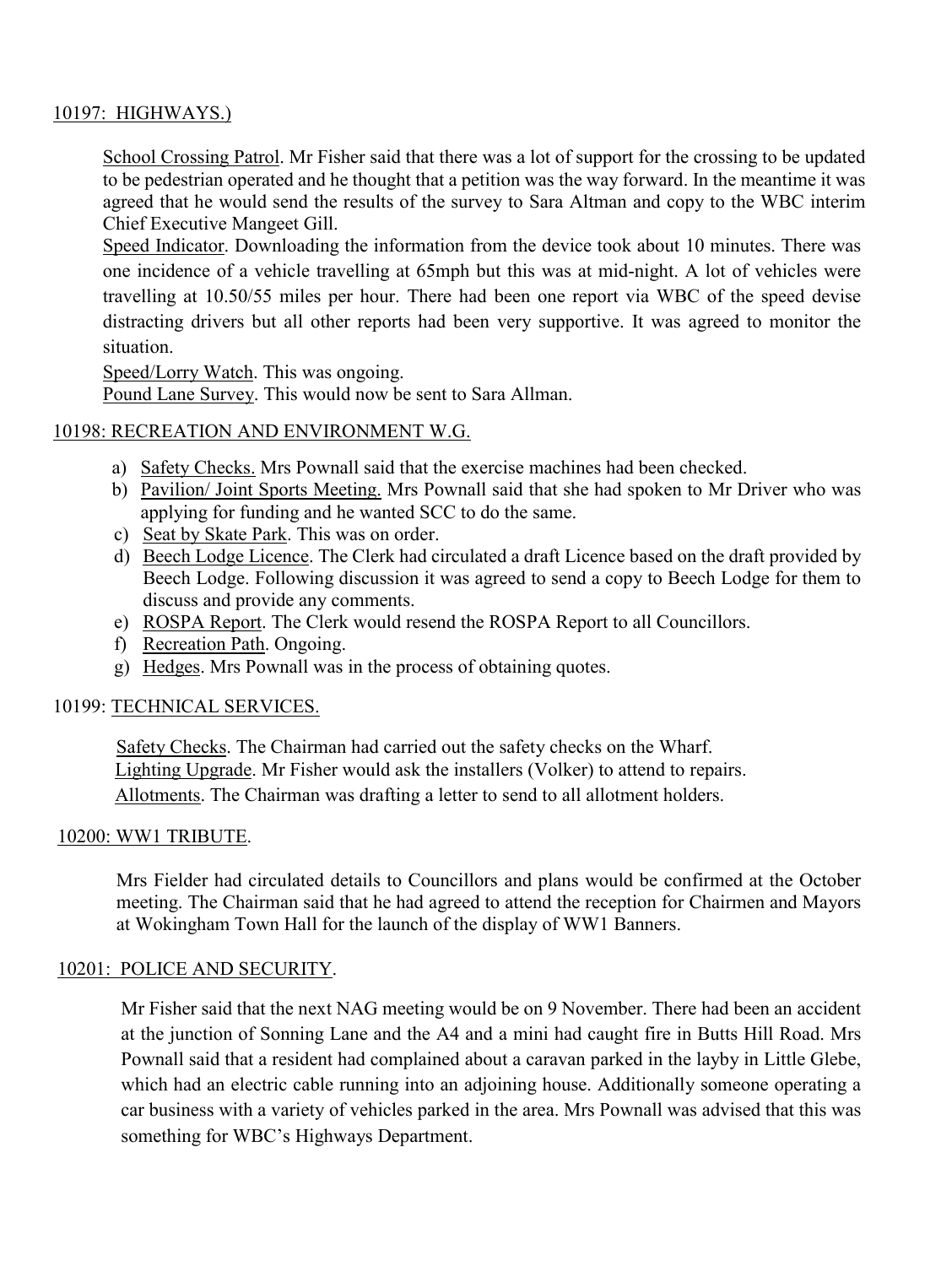10197: HIGHWAYS.)

School Crossing Patrol. Mr Fisher said that there was a lot of support for the crossing to be updated to be pedestrian operated and he thought that a petition was the way forward. In the meantime it was agreed that he would send the results of the survey to Sara Altman and copy to the WBC interim Chief Executive Mangeet Gill.

Speed Indicator. Downloading the information from the device took about 10 minutes. There was one incidence of a vehicle travelling at 65mph but this was at mid-night. A lot of vehicles were travelling at 10.50/55 miles per hour. There had been one report via WBC of the speed devise distracting drivers but all other reports had been very supportive. It was agreed to monitor the situation.

Speed/Lorry Watch. This was ongoing.

Pound Lane Survey. This would now be sent to Sara Allman.

10198: RECREATION AND ENVIRONMENT W.G.

a) Safety Checks. Mrs Pownall said that the exercise machines had been checked.
b) Pavilion/ Joint Sports Meeting. Mrs Pownall said that she had spoken to Mr Driver who was applying for funding and he wanted SCC to do the same.
c) Seat by Skate Park. This was on order.
d) Beech Lodge Licence. The Clerk had circulated a draft Licence based on the draft provided by Beech Lodge. Following discussion it was agreed to send a copy to Beech Lodge for them to discuss and provide any comments.
e) ROSPA Report. The Clerk would resend the ROSPA Report to all Councillors.
f) Recreation Path. Ongoing.
g) Hedges. Mrs Pownall was in the process of obtaining quotes.

10199: TECHNICAL SERVICES.

Safety Checks. The Chairman had carried out the safety checks on the Wharf.

Lighting Upgrade. Mr Fisher would ask the installers (Volker) to attend to repairs.

Allotments. The Chairman was drafting a letter to send to all allotment holders.

10200: WW1 TRIBUTE.

Mrs Fielder had circulated details to Councillors and plans would be confirmed at the October meeting. The Chairman said that he had agreed to attend the reception for Chairmen and Mayors at Wokingham Town Hall for the launch of the display of WW1 Banners.

10201: POLICE AND SECURITY.

Mr Fisher said that the next NAG meeting would be on 9 November. There had been an accident at the junction of Sonning Lane and the A4 and a mini had caught fire in Butts Hill Road. Mrs Pownall said that a resident had complained about a caravan parked in the layby in Little Glebe, which had an electric cable running into an adjoining house. Additionally someone operating a car business with a variety of vehicles parked in the area. Mrs Pownall was advised that this was something for WBC's Highways Department.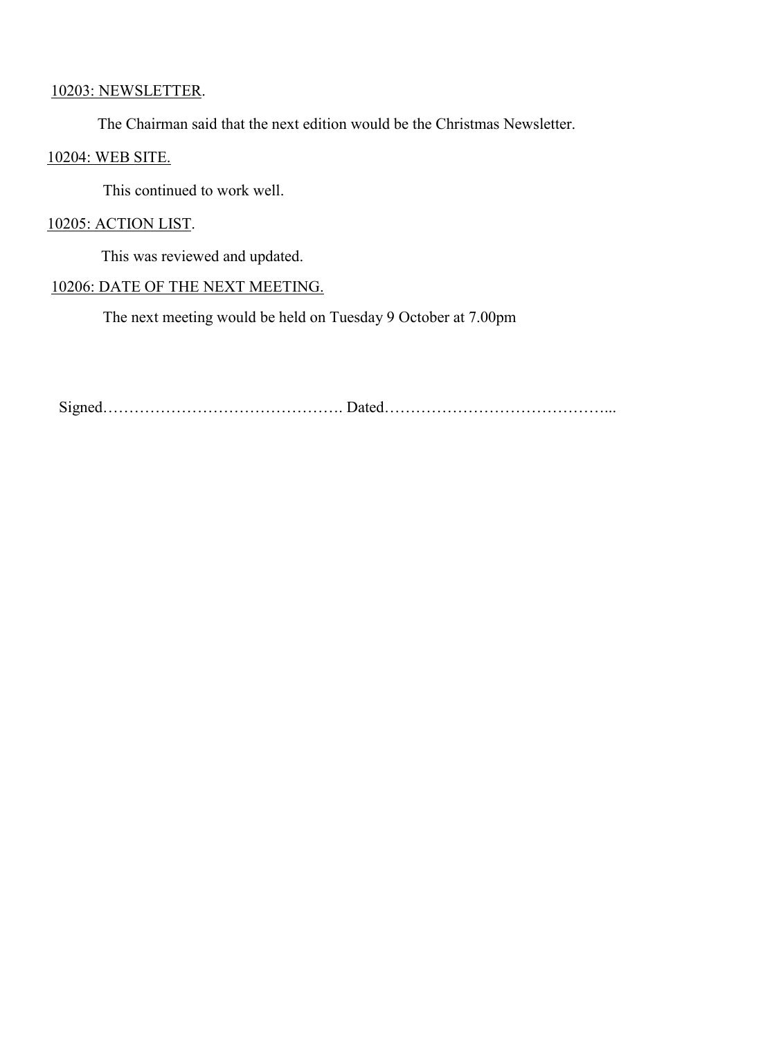<u>10203: NEWSLETTER</u>.

The Chairman said that the next edition would be the Christmas Newsletter.

<u>10204: WEB SITE.</u>

This continued to work well.

<u>10205: ACTION LIST</u>.

This was reviewed and updated.

<u>10206: DATE OF THE NEXT MEETING.</u>

The next meeting would be held on Tuesday 9 October at 7.00pm

Signed………………………………………. Dated……………………………………...